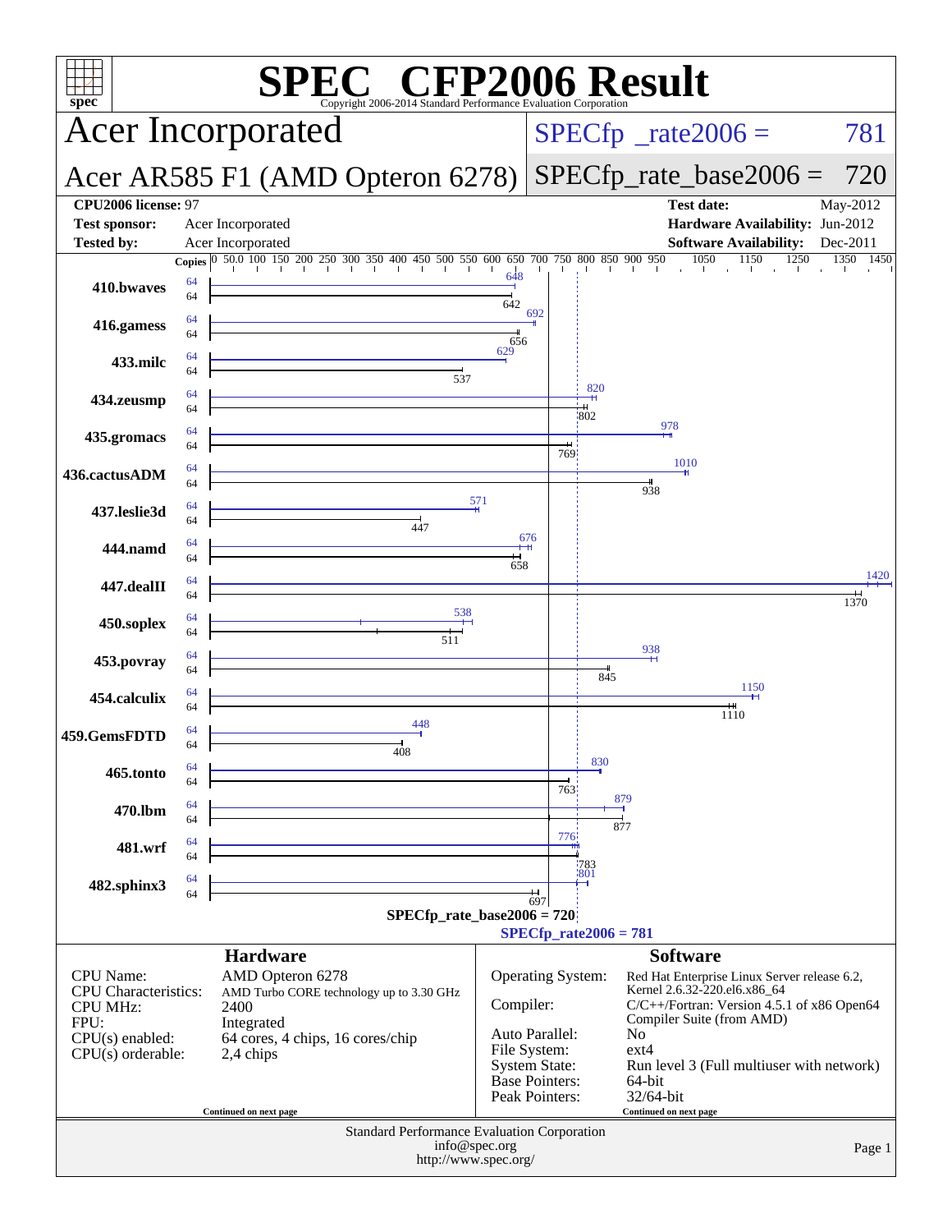# SPEC CFP2006 Result

Copyright 2006-2014 Standard Performance Evaluation Corporation

## Acer Incorporated

## Acer AR585 F1 (AMD Opteron 6278)

SPECfp_rate2006 = 781

SPECfp_rate_base2006 = 720

| | | | |
|---|---|---|---|
| **CPU2006 license:** 97 | | **Test date:** | May-2012 |
| **Test sponsor:** | Acer Incorporated | **Hardware Availability:** | Jun-2012 |
| **Tested by:** | Acer Incorporated | **Software Availability:** | Dec-2011 |

| Benchmark | Copies (peak) | Copies (base) | Peak | Base |
|---|---|---|---|---|
| 410.bwaves | 64 | 64 | 648 | 642 |
| 416.gamess | 64 | 64 | 692 | 656 |
| 433.milc | 64 | 64 | 629 | 537 |
| 434.zeusmp | 64 | 64 | 820 | 802 |
| 435.gromacs | 64 | 64 | 978 | 769 |
| 436.cactusADM | 64 | 64 | 1010 | 938 |
| 437.leslie3d | 64 | 64 | 571 | 447 |
| 444.namd | 64 | 64 | 676 | 658 |
| 447.dealII | 64 | 64 | 1420 | 1370 |
| 450.soplex | 64 | 64 | 538 | 511 |
| 453.povray | 64 | 64 | 938 | 845 |
| 454.calculix | 64 | 64 | 1150 | 1110 |
| 459.GemsFDTD | 64 | 64 | 448 | 408 |
| 465.tonto | 64 | 64 | 830 | 763 |
| 470.lbm | 64 | 64 | 879 | 877 |
| 481.wrf | 64 | 64 | 776 | 783 |
| 482.sphinx3 | 64 | 64 | 801 | 697 |

SPECfp_rate_base2006 = 720

SPECfp_rate2006 = 781

### Hardware

| | |
|---|---|
| CPU Name: | AMD Opteron 6278 |
| CPU Characteristics: | AMD Turbo CORE technology up to 3.30 GHz |
| CPU MHz: | 2400 |
| FPU: | Integrated |
| CPU(s) enabled: | 64 cores, 4 chips, 16 cores/chip |
| CPU(s) orderable: | 2,4 chips |

Continued on next page

### Software

| | |
|---|---|
| Operating System: | Red Hat Enterprise Linux Server release 6.2, Kernel 2.6.32-220.el6.x86_64 |
| Compiler: | C/C++/Fortran: Version 4.5.1 of x86 Open64 Compiler Suite (from AMD) |
| Auto Parallel: | No |
| File System: | ext4 |
| System State: | Run level 3 (Full multiuser with network) |
| Base Pointers: | 64-bit |
| Peak Pointers: | 32/64-bit |

Continued on next page

Standard Performance Evaluation Corporation
info@spec.org
http://www.spec.org/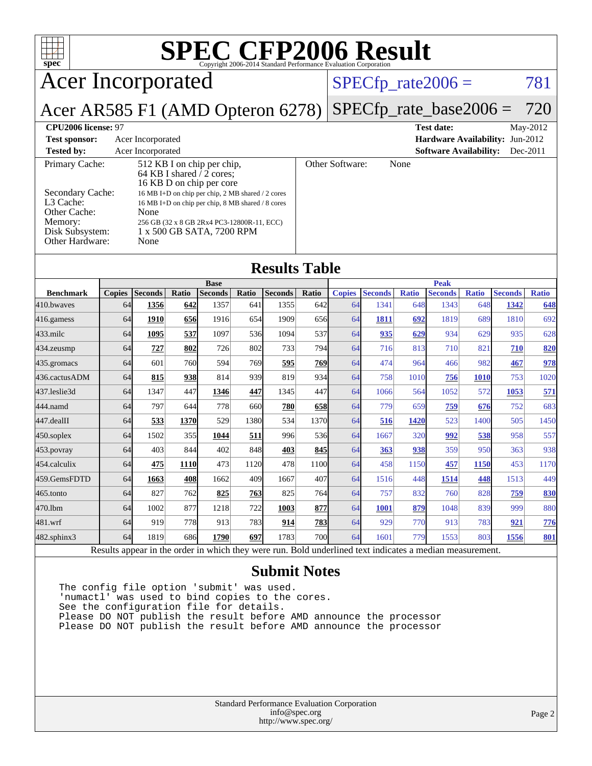# SPEC CFP2006 Result

Copyright 2006-2014 Standard Performance Evaluation Corporation

## Acer Incorporated

## Acer AR585 F1 (AMD Opteron 6278)

SPECfp_rate2006 = 781

SPECfp_rate_base2006 = 720

**CPU2006 license:** 97
**Test sponsor:** Acer Incorporated
**Tested by:** Acer Incorporated

**Test date:** May-2012
**Hardware Availability:** Jun-2012
**Software Availability:** Dec-2011

| | |
|---|---|
| Primary Cache: | 512 KB I on chip per chip, 64 KB I shared / 2 cores; 16 KB D on chip per core |
| Secondary Cache: | 16 MB I+D on chip per chip, 2 MB shared / 2 cores |
| L3 Cache: | 16 MB I+D on chip per chip, 8 MB shared / 8 cores |
| Other Cache: | None |
| Memory: | 256 GB (32 x 8 GB 2Rx4 PC3-12800R-11, ECC) |
| Disk Subsystem: | 1 x 500 GB SATA, 7200 RPM |
| Other Hardware: | None |
| Other Software: | None |

## Results Table

| Benchmark | Base | | | | | | | Peak | | | | | | |
|---|---|---|---|---|---|---|---|---|---|---|---|---|---|---|
| | Copies | Seconds | Ratio | Seconds | Ratio | Seconds | Ratio | Copies | Seconds | Ratio | Seconds | Ratio | Seconds | Ratio |
| 410.bwaves | 64 | **1356** | **642** | 1357 | 641 | 1355 | 642 | 64 | 1341 | 648 | 1343 | 648 | **1342** | **648** |
| 416.gamess | 64 | **1910** | **656** | 1916 | 654 | 1909 | 656 | 64 | **1811** | **692** | 1819 | 689 | 1810 | 692 |
| 433.milc | 64 | **1095** | **537** | 1097 | 536 | 1094 | 537 | 64 | **935** | **629** | 934 | 629 | 935 | 628 |
| 434.zeusmp | 64 | **727** | **802** | 726 | 802 | 733 | 794 | 64 | 716 | 813 | 710 | 821 | **710** | **820** |
| 435.gromacs | 64 | 601 | 760 | 594 | 769 | **595** | **769** | 64 | 474 | 964 | 466 | 982 | **467** | **978** |
| 436.cactusADM | 64 | **815** | **938** | 814 | 939 | 819 | 934 | 64 | 758 | 1010 | **756** | **1010** | 753 | 1020 |
| 437.leslie3d | 64 | 1347 | 447 | **1346** | **447** | 1345 | 447 | 64 | 1066 | 564 | 1052 | 572 | **1053** | **571** |
| 444.namd | 64 | 797 | 644 | 778 | 660 | **780** | **658** | 64 | 779 | 659 | **759** | **676** | 752 | 683 |
| 447.dealII | 64 | **533** | **1370** | 529 | 1380 | 534 | 1370 | 64 | **516** | **1420** | 523 | 1400 | 505 | 1450 |
| 450.soplex | 64 | 1502 | 355 | **1044** | **511** | 996 | 536 | 64 | 1667 | 320 | **992** | **538** | 958 | 557 |
| 453.povray | 64 | 403 | 844 | 402 | 848 | **403** | **845** | 64 | **363** | **938** | 359 | 950 | 363 | 938 |
| 454.calculix | 64 | **475** | **1110** | 473 | 1120 | 478 | 1100 | 64 | 458 | 1150 | **457** | **1150** | 453 | 1170 |
| 459.GemsFDTD | 64 | **1663** | **408** | 1662 | 409 | 1667 | 407 | 64 | 1516 | 448 | **1514** | **448** | 1513 | 449 |
| 465.tonto | 64 | 827 | 762 | **825** | **763** | 825 | 764 | 64 | 757 | 832 | 760 | 828 | **759** | **830** |
| 470.lbm | 64 | 1002 | 877 | 1218 | 722 | **1003** | **877** | 64 | **1001** | **879** | 1048 | 839 | 999 | 880 |
| 481.wrf | 64 | 919 | 778 | 913 | 783 | **914** | **783** | 64 | 929 | 770 | 913 | 783 | **921** | **776** |
| 482.sphinx3 | 64 | 1819 | 686 | **1790** | **697** | 1783 | 700 | 64 | 1601 | 779 | 1553 | 803 | **1556** | **801** |

Results appear in the order in which they were run. Bold underlined text indicates a median measurement.

## Submit Notes

```
The config file option 'submit' was used.
'numactl' was used to bind copies to the cores.
See the configuration file for details.
Please DO NOT publish the result before AMD announce the processor
Please DO NOT publish the result before AMD announce the processor
```

Standard Performance Evaluation Corporation
info@spec.org
http://www.spec.org/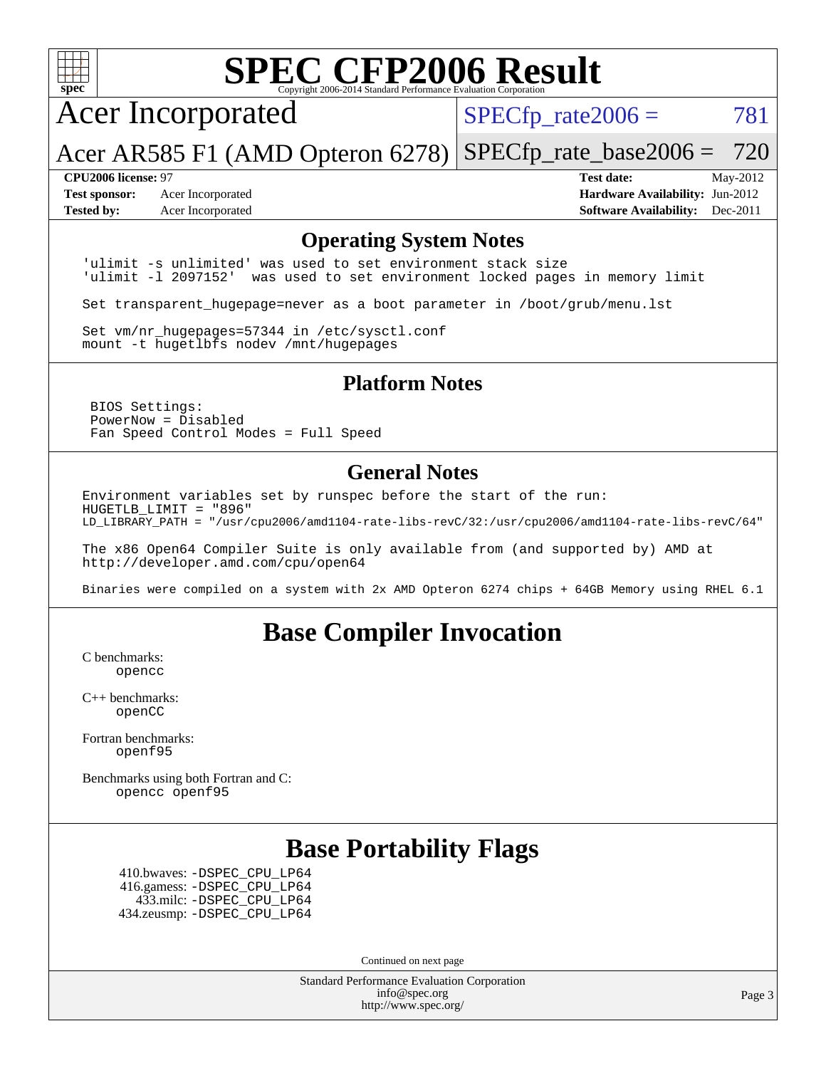# SPEC CFP2006 Result

Copyright 2006-2014 Standard Performance Evaluation Corporation

## Acer Incorporated

**Acer AR585 F1 (AMD Opteron 6278)**

SPECfp_rate2006 = 781

SPECfp_rate_base2006 = 720

**CPU2006 license:** 97
**Test sponsor:** Acer Incorporated
**Tested by:** Acer Incorporated

**Test date:** May-2012
**Hardware Availability:** Jun-2012
**Software Availability:** Dec-2011

### Operating System Notes

```
'ulimit -s unlimited' was used to set environment stack size
'ulimit -l 2097152'  was used to set environment locked pages in memory limit

Set transparent_hugepage=never as a boot parameter in /boot/grub/menu.lst

Set vm/nr_hugepages=57344 in /etc/sysctl.conf
mount -t hugetlbfs nodev /mnt/hugepages
```

### Platform Notes

```
BIOS Settings:
PowerNow = Disabled
Fan Speed Control Modes = Full Speed
```

### General Notes

```
Environment variables set by runspec before the start of the run:
HUGETLB_LIMIT = "896"
LD_LIBRARY_PATH = "/usr/cpu2006/amd1104-rate-libs-revC/32:/usr/cpu2006/amd1104-rate-libs-revC/64"

The x86 Open64 Compiler Suite is only available from (and supported by) AMD at
http://developer.amd.com/cpu/open64

Binaries were compiled on a system with 2x AMD Opteron 6274 chips + 64GB Memory using RHEL 6.1
```

## Base Compiler Invocation

C benchmarks:
`opencc`

C++ benchmarks:
`openCC`

Fortran benchmarks:
`openf95`

Benchmarks using both Fortran and C:
`opencc openf95`

## Base Portability Flags

410.bwaves: -DSPEC_CPU_LP64
416.gamess: -DSPEC_CPU_LP64
433.milc: -DSPEC_CPU_LP64
434.zeusmp: -DSPEC_CPU_LP64

Continued on next page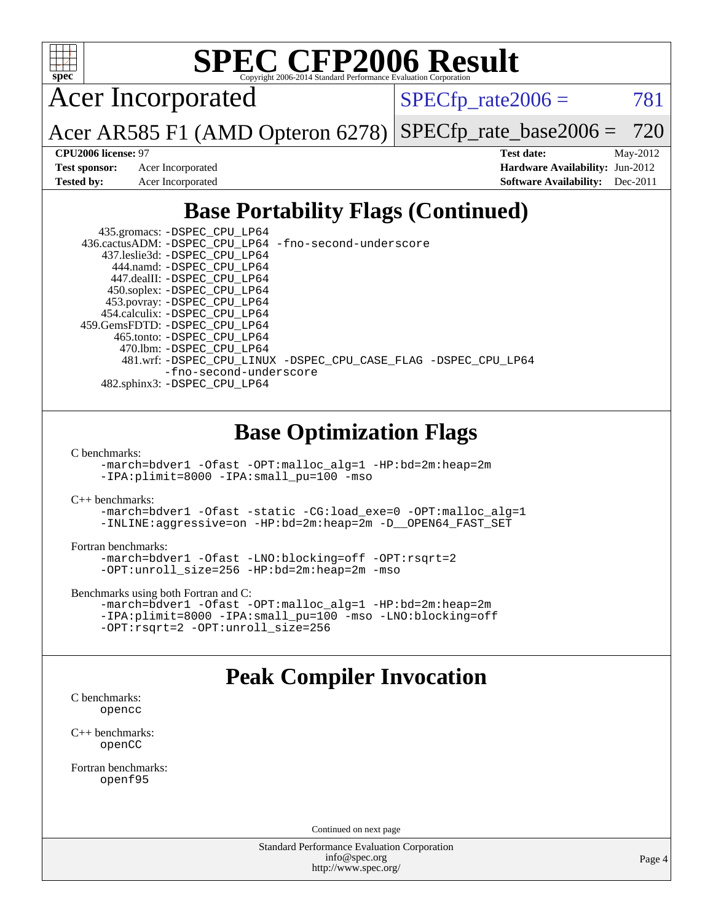# SPEC CFP2006 Result

Acer Incorporated

Acer AR585 F1 (AMD Opteron 6278)

SPECfp_rate2006 = 781

SPECfp_rate_base2006 = 720

**CPU2006 license:** 97
**Test sponsor:** Acer Incorporated
**Tested by:** Acer Incorporated

**Test date:** May-2012
**Hardware Availability:** Jun-2012
**Software Availability:** Dec-2011

## Base Portability Flags (Continued)

435.gromacs: -DSPEC_CPU_LP64
436.cactusADM: -DSPEC_CPU_LP64 -fno-second-underscore
437.leslie3d: -DSPEC_CPU_LP64
444.namd: -DSPEC_CPU_LP64
447.dealII: -DSPEC_CPU_LP64
450.soplex: -DSPEC_CPU_LP64
453.povray: -DSPEC_CPU_LP64
454.calculix: -DSPEC_CPU_LP64
459.GemsFDTD: -DSPEC_CPU_LP64
465.tonto: -DSPEC_CPU_LP64
470.lbm: -DSPEC_CPU_LP64
481.wrf: -DSPEC_CPU_LINUX -DSPEC_CPU_CASE_FLAG -DSPEC_CPU_LP64 -fno-second-underscore
482.sphinx3: -DSPEC_CPU_LP64

## Base Optimization Flags

C benchmarks:
```
-march=bdver1 -Ofast -OPT:malloc_alg=1 -HP:bd=2m:heap=2m
-IPA:plimit=8000 -IPA:small_pu=100 -mso
```

C++ benchmarks:
```
-march=bdver1 -Ofast -static -CG:load_exe=0 -OPT:malloc_alg=1
-INLINE:aggressive=on -HP:bd=2m:heap=2m -D__OPEN64_FAST_SET
```

Fortran benchmarks:
```
-march=bdver1 -Ofast -LNO:blocking=off -OPT:rsqrt=2
-OPT:unroll_size=256 -HP:bd=2m:heap=2m -mso
```

Benchmarks using both Fortran and C:
```
-march=bdver1 -Ofast -OPT:malloc_alg=1 -HP:bd=2m:heap=2m
-IPA:plimit=8000 -IPA:small_pu=100 -mso -LNO:blocking=off
-OPT:rsqrt=2 -OPT:unroll_size=256
```

## Peak Compiler Invocation

C benchmarks:
```
opencc
```

C++ benchmarks:
```
openCC
```

Fortran benchmarks:
```
openf95
```

Continued on next page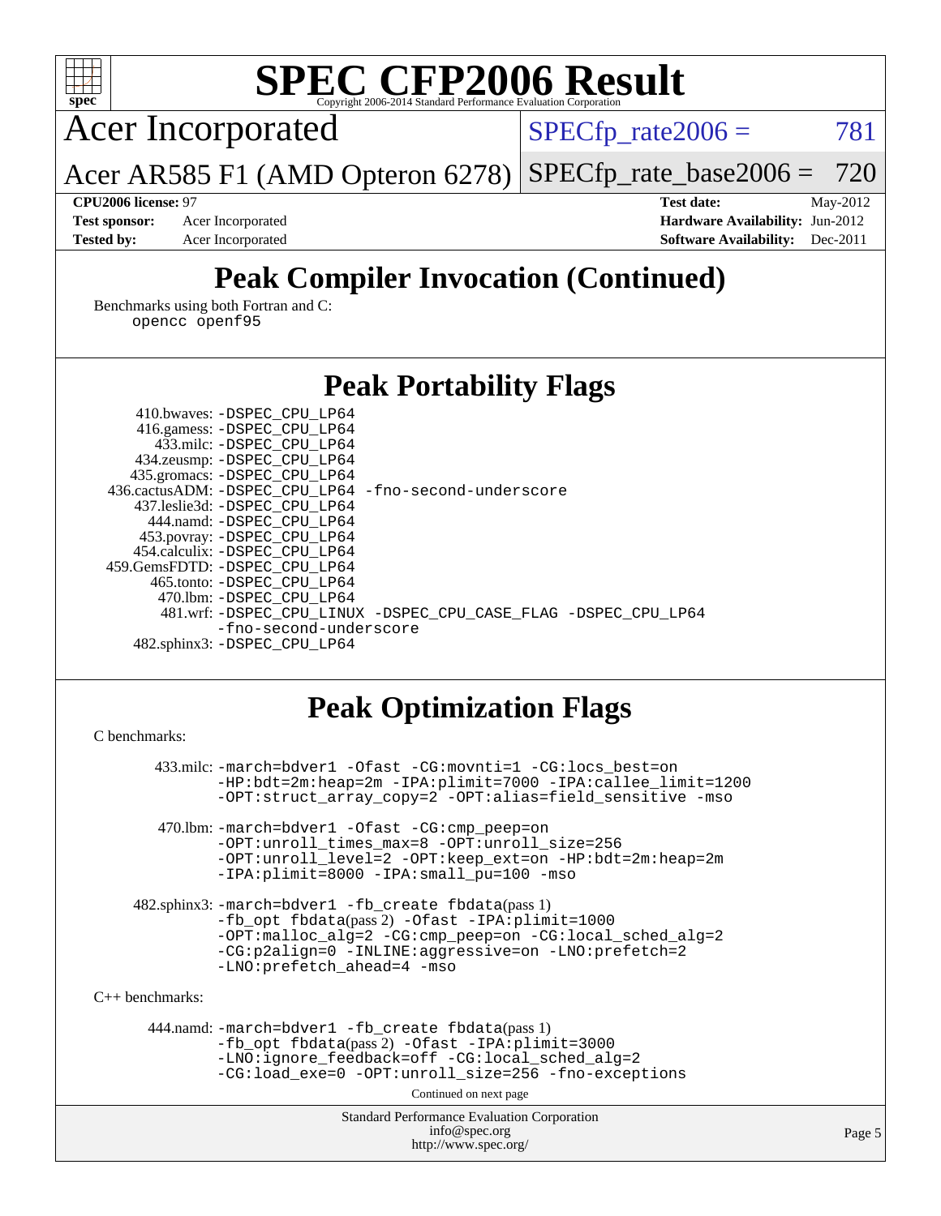# SPEC CFP2006 Result

Copyright 2006-2014 Standard Performance Evaluation Corporation

Acer Incorporated

Acer AR585 F1 (AMD Opteron 6278)

SPECfp_rate2006 = 781

SPECfp_rate_base2006 = 720

**CPU2006 license:** 97
**Test sponsor:** Acer Incorporated
**Tested by:** Acer Incorporated

**Test date:** May-2012
**Hardware Availability:** Jun-2012
**Software Availability:** Dec-2011

## Peak Compiler Invocation (Continued)

Benchmarks using both Fortran and C:
opencc openf95

## Peak Portability Flags

410.bwaves: -DSPEC_CPU_LP64
416.gamess: -DSPEC_CPU_LP64
433.milc: -DSPEC_CPU_LP64
434.zeusmp: -DSPEC_CPU_LP64
435.gromacs: -DSPEC_CPU_LP64
436.cactusADM: -DSPEC_CPU_LP64 -fno-second-underscore
437.leslie3d: -DSPEC_CPU_LP64
444.namd: -DSPEC_CPU_LP64
453.povray: -DSPEC_CPU_LP64
454.calculix: -DSPEC_CPU_LP64
459.GemsFDTD: -DSPEC_CPU_LP64
465.tonto: -DSPEC_CPU_LP64
470.lbm: -DSPEC_CPU_LP64
481.wrf: -DSPEC_CPU_LINUX -DSPEC_CPU_CASE_FLAG -DSPEC_CPU_LP64 -fno-second-underscore
482.sphinx3: -DSPEC_CPU_LP64

## Peak Optimization Flags

C benchmarks:

433.milc: -march=bdver1 -Ofast -CG:movnti=1 -CG:locs_best=on -HP:bdt=2m:heap=2m -IPA:plimit=7000 -IPA:callee_limit=1200 -OPT:struct_array_copy=2 -OPT:alias=field_sensitive -mso

470.lbm: -march=bdver1 -Ofast -CG:cmp_peep=on -OPT:unroll_times_max=8 -OPT:unroll_size=256 -OPT:unroll_level=2 -OPT:keep_ext=on -HP:bdt=2m:heap=2m -IPA:plimit=8000 -IPA:small_pu=100 -mso

482.sphinx3: -march=bdver1 -fb_create fbdata(pass 1) -fb_opt fbdata(pass 2) -Ofast -IPA:plimit=1000 -OPT:malloc_alg=2 -CG:cmp_peep=on -CG:local_sched_alg=2 -CG:p2align=0 -INLINE:aggressive=on -LNO:prefetch=2 -LNO:prefetch_ahead=4 -mso

C++ benchmarks:

444.namd: -march=bdver1 -fb_create fbdata(pass 1) -fb_opt fbdata(pass 2) -Ofast -IPA:plimit=3000 -LNO:ignore_feedback=off -CG:local_sched_alg=2 -CG:load_exe=0 -OPT:unroll_size=256 -fno-exceptions

Continued on next page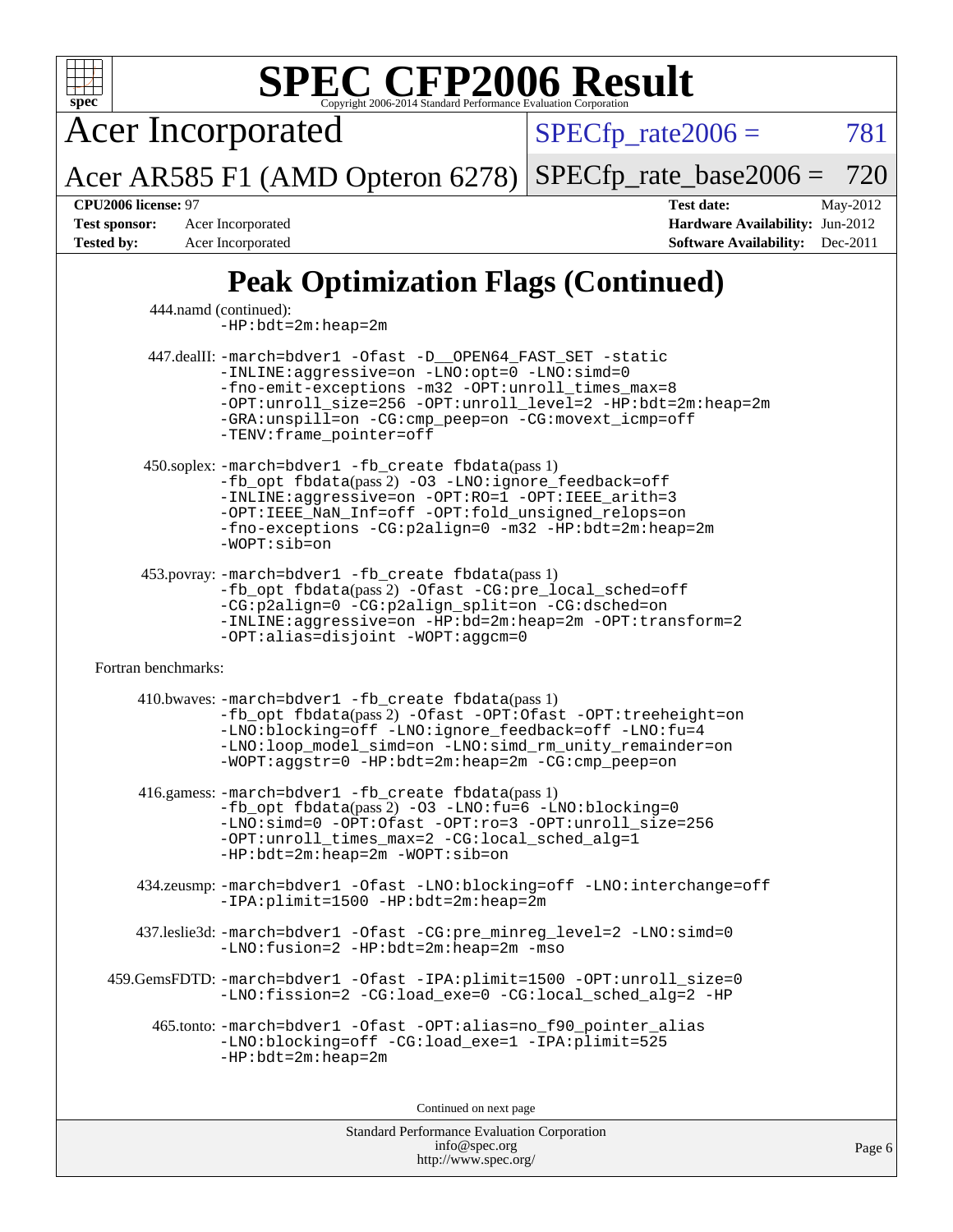# SPEC CFP2006 Result

Copyright 2006-2014 Standard Performance Evaluation Corporation

**Acer Incorporated**

**Acer AR585 F1 (AMD Opteron 6278)**

SPECfp_rate2006 = 781

SPECfp_rate_base2006 = 720

**CPU2006 license:** 97
**Test sponsor:** Acer Incorporated
**Tested by:** Acer Incorporated

**Test date:** May-2012
**Hardware Availability:** Jun-2012
**Software Availability:** Dec-2011

## Peak Optimization Flags (Continued)

444.namd (continued):
-HP:bdt=2m:heap=2m

447.dealII: -march=bdver1 -Ofast -D__OPEN64_FAST_SET -static -INLINE:aggressive=on -LNO:opt=0 -LNO:simd=0 -fno-emit-exceptions -m32 -OPT:unroll_times_max=8 -OPT:unroll_size=256 -OPT:unroll_level=2 -HP:bdt=2m:heap=2m -GRA:unspill=on -CG:cmp_peep=on -CG:movext_icmp=off -TENV:frame_pointer=off

450.soplex: -march=bdver1 -fb_create fbdata(pass 1) -fb_opt fbdata(pass 2) -O3 -LNO:ignore_feedback=off -INLINE:aggressive=on -OPT:RO=1 -OPT:IEEE_arith=3 -OPT:IEEE_NaN_Inf=off -OPT:fold_unsigned_relops=on -fno-exceptions -CG:p2align=0 -m32 -HP:bdt=2m:heap=2m -WOPT:sib=on

453.povray: -march=bdver1 -fb_create fbdata(pass 1) -fb_opt fbdata(pass 2) -Ofast -CG:pre_local_sched=off -CG:p2align=0 -CG:p2align_split=on -CG:dsched=on -INLINE:aggressive=on -HP:bd=2m:heap=2m -OPT:transform=2 -OPT:alias=disjoint -WOPT:aggcm=0

Fortran benchmarks:

410.bwaves: -march=bdver1 -fb_create fbdata(pass 1) -fb_opt fbdata(pass 2) -Ofast -OPT:Ofast -OPT:treeheight=on -LNO:blocking=off -LNO:ignore_feedback=off -LNO:fu=4 -LNO:loop_model_simd=on -LNO:simd_rm_unity_remainder=on -WOPT:aggstr=0 -HP:bdt=2m:heap=2m -CG:cmp_peep=on

416.gamess: -march=bdver1 -fb_create fbdata(pass 1) -fb_opt fbdata(pass 2) -O3 -LNO:fu=6 -LNO:blocking=0 -LNO:simd=0 -OPT:Ofast -OPT:ro=3 -OPT:unroll_size=256 -OPT:unroll_times_max=2 -CG:local_sched_alg=1 -HP:bdt=2m:heap=2m -WOPT:sib=on

434.zeusmp: -march=bdver1 -Ofast -LNO:blocking=off -LNO:interchange=off -IPA:plimit=1500 -HP:bdt=2m:heap=2m

437.leslie3d: -march=bdver1 -Ofast -CG:pre_minreg_level=2 -LNO:simd=0 -LNO:fusion=2 -HP:bdt=2m:heap=2m -mso

459.GemsFDTD: -march=bdver1 -Ofast -IPA:plimit=1500 -OPT:unroll_size=0 -LNO:fission=2 -CG:load_exe=0 -CG:local_sched_alg=2 -HP

465.tonto: -march=bdver1 -Ofast -OPT:alias=no_f90_pointer_alias -LNO:blocking=off -CG:load_exe=1 -IPA:plimit=525 -HP:bdt=2m:heap=2m

Continued on next page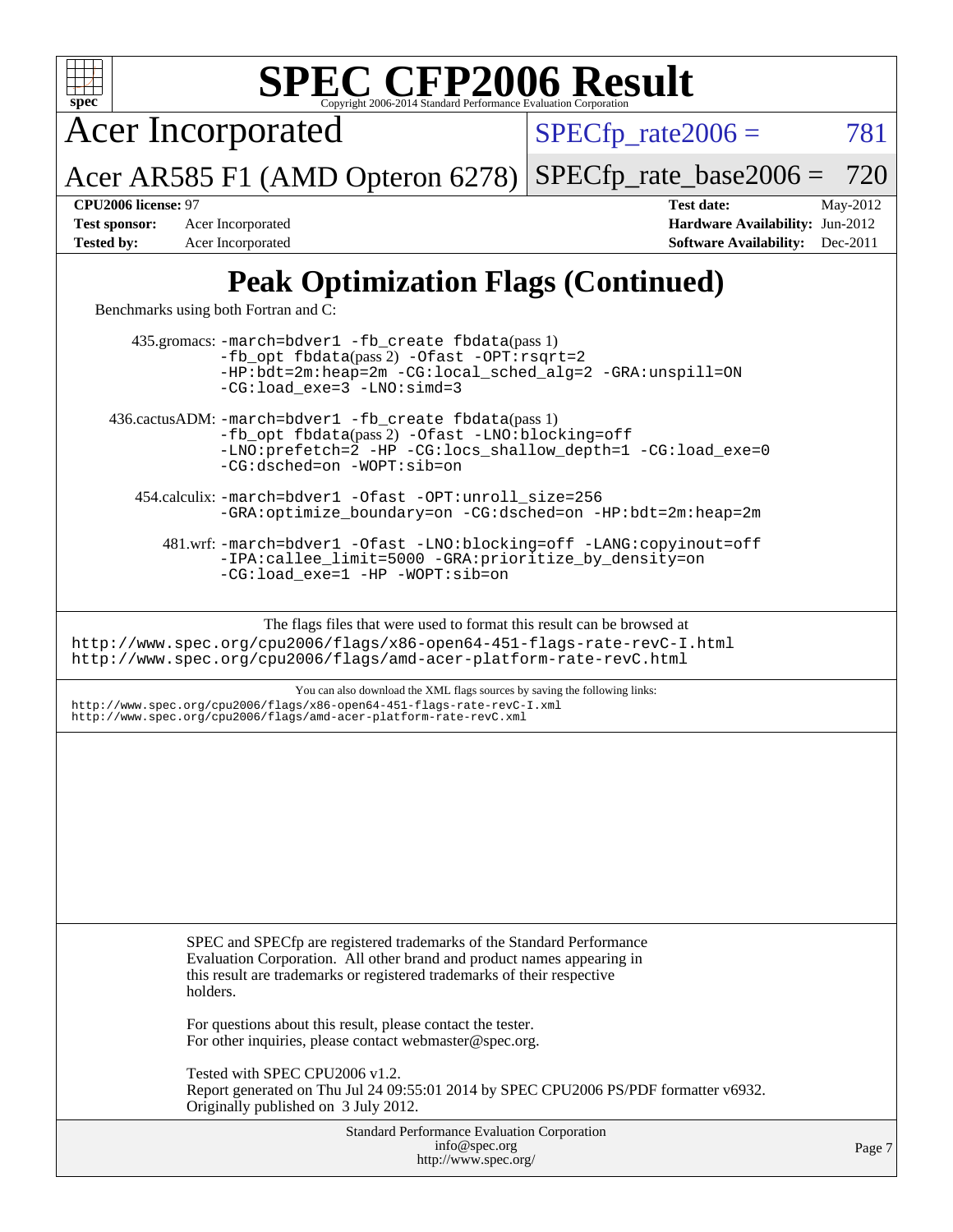# SPEC CFP2006 Result

Copyright 2006-2014 Standard Performance Evaluation Corporation

**Acer Incorporated**

**Acer AR585 F1 (AMD Opteron 6278)**

SPECfp_rate2006 = 781

SPECfp_rate_base2006 = 720

**CPU2006 license:** 97 | **Test date:** May-2012
**Test sponsor:** Acer Incorporated | **Hardware Availability:** Jun-2012
**Tested by:** Acer Incorporated | **Software Availability:** Dec-2011

## Peak Optimization Flags (Continued)

Benchmarks using both Fortran and C:

435.gromacs: `-march=bdver1 -fb_create fbdata`(pass 1) `-fb_opt fbdata`(pass 2) `-Ofast -OPT:rsqrt=2 -HP:bdt=2m:heap=2m -CG:local_sched_alg=2 -GRA:unspill=ON -CG:load_exe=3 -LNO:simd=3`

436.cactusADM: `-march=bdver1 -fb_create fbdata`(pass 1) `-fb_opt fbdata`(pass 2) `-Ofast -LNO:blocking=off -LNO:prefetch=2 -HP -CG:locs_shallow_depth=1 -CG:load_exe=0 -CG:dsched=on -WOPT:sib=on`

454.calculix: `-march=bdver1 -Ofast -OPT:unroll_size=256 -GRA:optimize_boundary=on -CG:dsched=on -HP:bdt=2m:heap=2m`

481.wrf: `-march=bdver1 -Ofast -LNO:blocking=off -LANG:copyinout=off -IPA:callee_limit=5000 -GRA:prioritize_by_density=on -CG:load_exe=1 -HP -WOPT:sib=on`

The flags files that were used to format this result can be browsed at
http://www.spec.org/cpu2006/flags/x86-open64-451-flags-rate-revC-I.html
http://www.spec.org/cpu2006/flags/amd-acer-platform-rate-revC.html

You can also download the XML flags sources by saving the following links:
http://www.spec.org/cpu2006/flags/x86-open64-451-flags-rate-revC-I.xml
http://www.spec.org/cpu2006/flags/amd-acer-platform-rate-revC.xml

SPEC and SPECfp are registered trademarks of the Standard Performance Evaluation Corporation. All other brand and product names appearing in this result are trademarks or registered trademarks of their respective holders.

For questions about this result, please contact the tester.
For other inquiries, please contact webmaster@spec.org.

Tested with SPEC CPU2006 v1.2.
Report generated on Thu Jul 24 09:55:01 2014 by SPEC CPU2006 PS/PDF formatter v6932.
Originally published on 3 July 2012.

Standard Performance Evaluation Corporation
info@spec.org
http://www.spec.org/